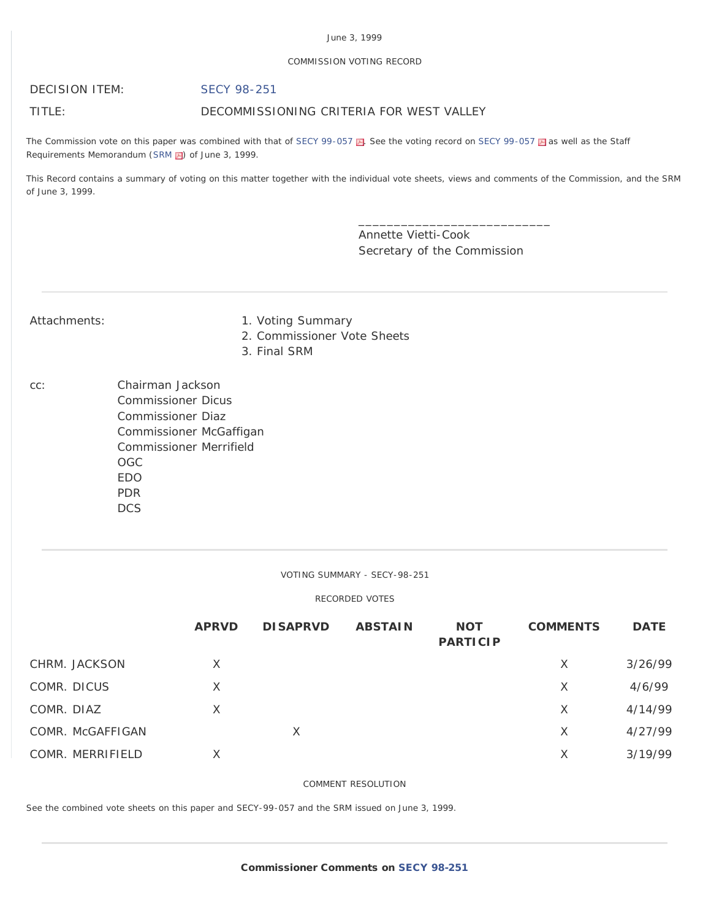June 3, 1999

COMMISSION VOTING RECORD

DECISION ITEM: SECY 98-251

TITLE: DECOMMISSIONING CRITERIA FOR WEST VALLEY

The Commission vote on this paper was combined with that of SECY 99-057. See the voting record on SECY 99-057 as well as the Staff Requirements Memorandum (SRM) of June 3, 1999.

This Record contains a summary of voting on this matter together with the individual vote sheets, views and comments of the Commission, and the SRM of June 3, 1999.

\_\_\_\_\_\_\_\_\_\_\_\_\_\_\_\_\_\_\_\_\_\_\_\_\_\_\_\_
Annette Vietti-Cook
Secretary of the Commission

---

Attachments:
1. Voting Summary
2. Commissioner Vote Sheets
3. Final SRM

cc:
Chairman Jackson
Commissioner Dicus
Commissioner Diaz
Commissioner McGaffigan
Commissioner Merrifield
OGC
EDO
PDR
DCS

---

VOTING SUMMARY - SECY-98-251

RECORDED VOTES

| | APRVD | DISAPRVD | ABSTAIN | NOT PARTICIP | COMMENTS | DATE |
|---|---|---|---|---|---|---|
| CHRM. JACKSON | X | | | | X | 3/26/99 |
| COMR. DICUS | X | | | | X | 4/6/99 |
| COMR. DIAZ | X | | | | X | 4/14/99 |
| COMR. McGAFFIGAN | | X | | | X | 4/27/99 |
| COMR. MERRIFIELD | X | | | | X | 3/19/99 |

COMMENT RESOLUTION

See the combined vote sheets on this paper and SECY-99-057 and the SRM issued on June 3, 1999.

---

**Commissioner Comments on SECY 98-251**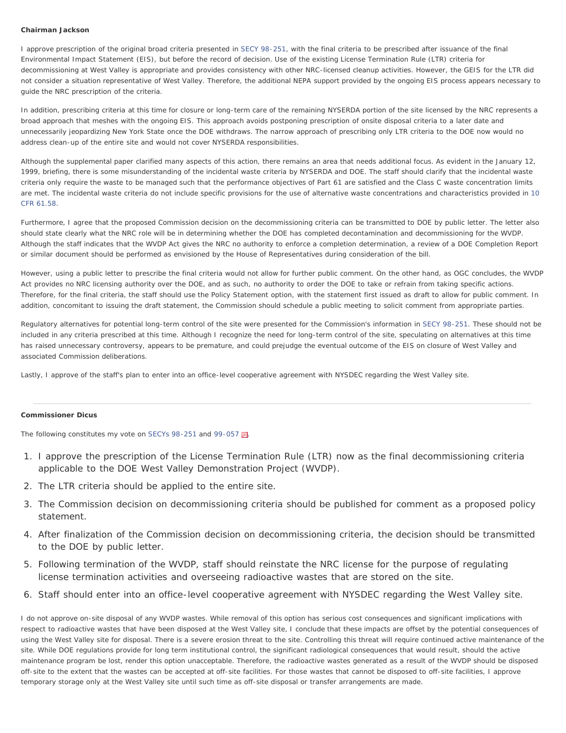**Chairman Jackson**

I approve prescription of the original broad criteria presented in SECY 98-251, with the final criteria to be prescribed after issuance of the final Environmental Impact Statement (EIS), but before the record of decision. Use of the existing License Termination Rule (LTR) criteria for decommissioning at West Valley is appropriate and provides consistency with other NRC-licensed cleanup activities. However, the GEIS for the LTR did not consider a situation representative of West Valley. Therefore, the additional NEPA support provided by the ongoing EIS process appears necessary to guide the NRC prescription of the criteria.

In addition, prescribing criteria at this time for closure or long-term care of the remaining NYSERDA portion of the site licensed by the NRC represents a broad approach that meshes with the ongoing EIS. This approach avoids postponing prescription of onsite disposal criteria to a later date and unnecessarily jeopardizing New York State once the DOE withdraws. The narrow approach of prescribing only LTR criteria to the DOE now would no address clean-up of the entire site and would not cover NYSERDA responsibilities.

Although the supplemental paper clarified many aspects of this action, there remains an area that needs additional focus. As evident in the January 12, 1999, briefing, there is some misunderstanding of the incidental waste criteria by NYSERDA and DOE. The staff should clarify that the incidental waste criteria only require the waste to be managed such that the performance objectives of Part 61 are satisfied and the Class C waste concentration limits are met. The incidental waste criteria do not include specific provisions for the use of alternative waste concentrations and characteristics provided in 10 CFR 61.58.

Furthermore, I agree that the proposed Commission decision on the decommissioning criteria can be transmitted to DOE by public letter. The letter also should state clearly what the NRC role will be in determining whether the DOE has completed decontamination and decommissioning for the WVDP. Although the staff indicates that the WVDP Act gives the NRC no authority to enforce a completion determination, a review of a DOE Completion Report or similar document should be performed as envisioned by the House of Representatives during consideration of the bill.

However, using a public letter to prescribe the final criteria would not allow for further public comment. On the other hand, as OGC concludes, the WVDP Act provides no NRC licensing authority over the DOE, and as such, no authority to order the DOE to take or refrain from taking specific actions. Therefore, for the final criteria, the staff should use the Policy Statement option, with the statement first issued as draft to allow for public comment. In addition, concomitant to issuing the draft statement, the Commission should schedule a public meeting to solicit comment from appropriate parties.

Regulatory alternatives for potential long-term control of the site were presented for the Commission's information in SECY 98-251. These should not be included in any criteria prescribed at this time. Although I recognize the need for long-term control of the site, speculating on alternatives at this time has raised unnecessary controversy, appears to be premature, and could prejudge the eventual outcome of the EIS on closure of West Valley and associated Commission deliberations.

Lastly, I approve of the staff's plan to enter into an office-level cooperative agreement with NYSDEC regarding the West Valley site.

---

**Commissioner Dicus**

The following constitutes my vote on SECYs 98-251 and 99-057.

1. I approve the prescription of the License Termination Rule (LTR) now as the final decommissioning criteria applicable to the DOE West Valley Demonstration Project (WVDP).
2. The LTR criteria should be applied to the entire site.
3. The Commission decision on decommissioning criteria should be published for comment as a proposed policy statement.
4. After finalization of the Commission decision on decommissioning criteria, the decision should be transmitted to the DOE by public letter.
5. Following termination of the WVDP, staff should reinstate the NRC license for the purpose of regulating license termination activities and overseeing radioactive wastes that are stored on the site.
6. Staff should enter into an office-level cooperative agreement with NYSDEC regarding the West Valley site.

I do not approve on-site disposal of any WVDP wastes. While removal of this option has serious cost consequences and significant implications with respect to radioactive wastes that have been disposed at the West Valley site, I conclude that these impacts are offset by the potential consequences of using the West Valley site for disposal. There is a severe erosion threat to the site. Controlling this threat will require continued active maintenance of the site. While DOE regulations provide for long term institutional control, the significant radiological consequences that would result, should the active maintenance program be lost, render this option unacceptable. Therefore, the radioactive wastes generated as a result of the WVDP should be disposed off-site to the extent that the wastes can be accepted at off-site facilities. For those wastes that cannot be disposed to off-site facilities, I approve temporary storage only at the West Valley site until such time as off-site disposal or transfer arrangements are made.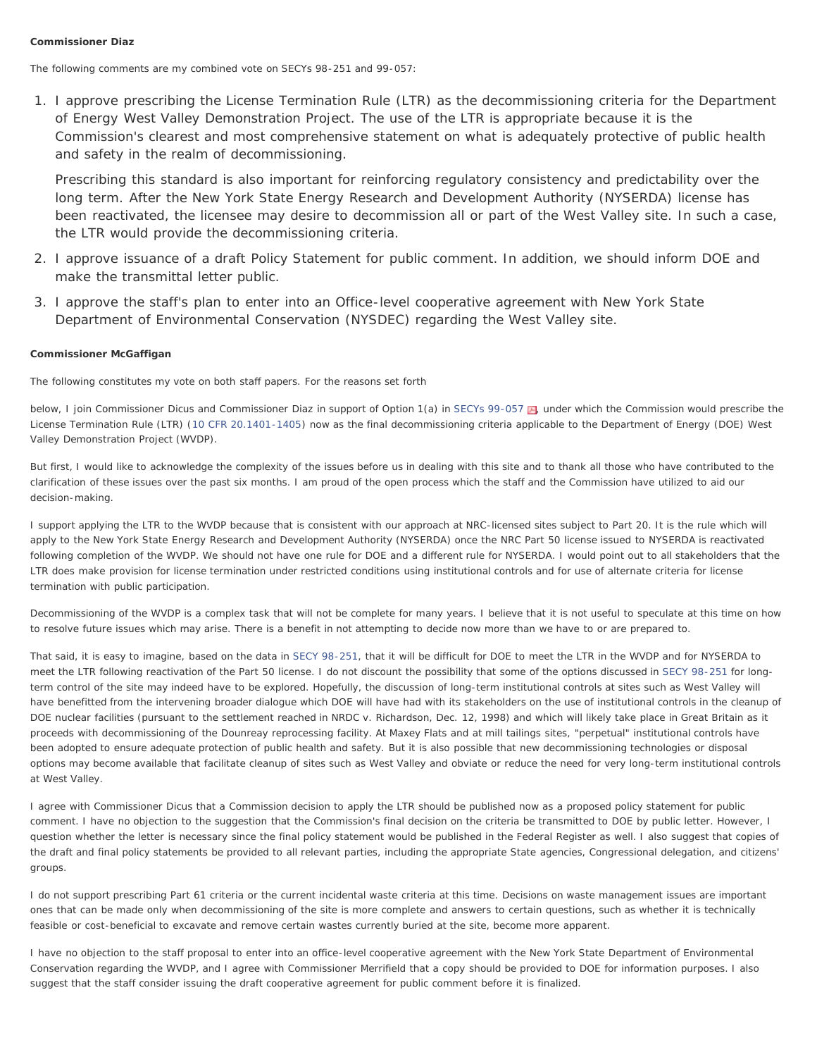**Commissioner Diaz**

The following comments are my combined vote on SECYs 98-251 and 99-057:

1. I approve prescribing the License Termination Rule (LTR) as the decommissioning criteria for the Department of Energy West Valley Demonstration Project. The use of the LTR is appropriate because it is the Commission's clearest and most comprehensive statement on what is adequately protective of public health and safety in the realm of decommissioning.

   Prescribing this standard is also important for reinforcing regulatory consistency and predictability over the long term. After the New York State Energy Research and Development Authority (NYSERDA) license has been reactivated, the licensee may desire to decommission all or part of the West Valley site. In such a case, the LTR would provide the decommissioning criteria.

2. I approve issuance of a draft Policy Statement for public comment. In addition, we should inform DOE and make the transmittal letter public.

3. I approve the staff's plan to enter into an Office-level cooperative agreement with New York State Department of Environmental Conservation (NYSDEC) regarding the West Valley site.

**Commissioner McGaffigan**

The following constitutes my vote on both staff papers. For the reasons set forth

below, I join Commissioner Dicus and Commissioner Diaz in support of Option 1(a) in SECYs 99-057, under which the Commission would prescribe the License Termination Rule (LTR) (10 CFR 20.1401-1405) now as the final decommissioning criteria applicable to the Department of Energy (DOE) West Valley Demonstration Project (WVDP).

But first, I would like to acknowledge the complexity of the issues before us in dealing with this site and to thank all those who have contributed to the clarification of these issues over the past six months. I am proud of the open process which the staff and the Commission have utilized to aid our decision-making.

I support applying the LTR to the WVDP because that is consistent with our approach at NRC-licensed sites subject to Part 20. It is the rule which will apply to the New York State Energy Research and Development Authority (NYSERDA) once the NRC Part 50 license issued to NYSERDA is reactivated following completion of the WVDP. We should not have one rule for DOE and a different rule for NYSERDA. I would point out to all stakeholders that the LTR does make provision for license termination under restricted conditions using institutional controls and for use of alternate criteria for license termination with public participation.

Decommissioning of the WVDP is a complex task that will not be complete for many years. I believe that it is not useful to speculate at this time on how to resolve future issues which may arise. There is a benefit in not attempting to decide now more than we have to or are prepared to.

That said, it is easy to imagine, based on the data in SECY 98-251, that it will be difficult for DOE to meet the LTR in the WVDP and for NYSERDA to meet the LTR following reactivation of the Part 50 license. I do not discount the possibility that some of the options discussed in SECY 98-251 for long-term control of the site may indeed have to be explored. Hopefully, the discussion of long-term institutional controls at sites such as West Valley will have benefitted from the intervening broader dialogue which DOE will have had with its stakeholders on the use of institutional controls in the cleanup of DOE nuclear facilities (pursuant to the settlement reached in NRDC v. Richardson, Dec. 12, 1998) and which will likely take place in Great Britain as it proceeds with decommissioning of the Dounreay reprocessing facility. At Maxey Flats and at mill tailings sites, "perpetual" institutional controls have been adopted to ensure adequate protection of public health and safety. But it is also possible that new decommissioning technologies or disposal options may become available that facilitate cleanup of sites such as West Valley and obviate or reduce the need for very long-term institutional controls at West Valley.

I agree with Commissioner Dicus that a Commission decision to apply the LTR should be published now as a proposed policy statement for public comment. I have no objection to the suggestion that the Commission's final decision on the criteria be transmitted to DOE by public letter. However, I question whether the letter is necessary since the final policy statement would be published in the Federal Register as well. I also suggest that copies of the draft and final policy statements be provided to all relevant parties, including the appropriate State agencies, Congressional delegation, and citizens' groups.

I do not support prescribing Part 61 criteria or the current incidental waste criteria at this time. Decisions on waste management issues are important ones that can be made only when decommissioning of the site is more complete and answers to certain questions, such as whether it is technically feasible or cost-beneficial to excavate and remove certain wastes currently buried at the site, become more apparent.

I have no objection to the staff proposal to enter into an office-level cooperative agreement with the New York State Department of Environmental Conservation regarding the WVDP, and I agree with Commissioner Merrifield that a copy should be provided to DOE for information purposes. I also suggest that the staff consider issuing the draft cooperative agreement for public comment before it is finalized.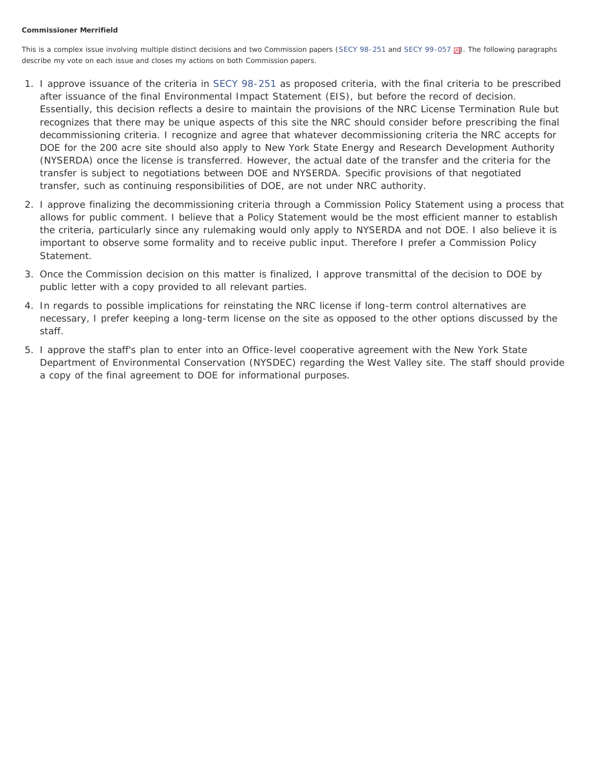**Commissioner Merrifield**

This is a complex issue involving multiple distinct decisions and two Commission papers (SECY 98-251 and SECY 99-057). The following paragraphs describe my vote on each issue and closes my actions on both Commission papers.

1. I approve issuance of the criteria in SECY 98-251 as proposed criteria, with the final criteria to be prescribed after issuance of the final Environmental Impact Statement (EIS), but before the record of decision. Essentially, this decision reflects a desire to maintain the provisions of the NRC License Termination Rule but recognizes that there may be unique aspects of this site the NRC should consider before prescribing the final decommissioning criteria. I recognize and agree that whatever decommissioning criteria the NRC accepts for DOE for the 200 acre site should also apply to New York State Energy and Research Development Authority (NYSERDA) once the license is transferred. However, the actual date of the transfer and the criteria for the transfer is subject to negotiations between DOE and NYSERDA. Specific provisions of that negotiated transfer, such as continuing responsibilities of DOE, are not under NRC authority.
2. I approve finalizing the decommissioning criteria through a Commission Policy Statement using a process that allows for public comment. I believe that a Policy Statement would be the most efficient manner to establish the criteria, particularly since any rulemaking would only apply to NYSERDA and not DOE. I also believe it is important to observe some formality and to receive public input. Therefore I prefer a Commission Policy Statement.
3. Once the Commission decision on this matter is finalized, I approve transmittal of the decision to DOE by public letter with a copy provided to all relevant parties.
4. In regards to possible implications for reinstating the NRC license if long-term control alternatives are necessary, I prefer keeping a long-term license on the site as opposed to the other options discussed by the staff.
5. I approve the staff's plan to enter into an Office-level cooperative agreement with the New York State Department of Environmental Conservation (NYSDEC) regarding the West Valley site. The staff should provide a copy of the final agreement to DOE for informational purposes.